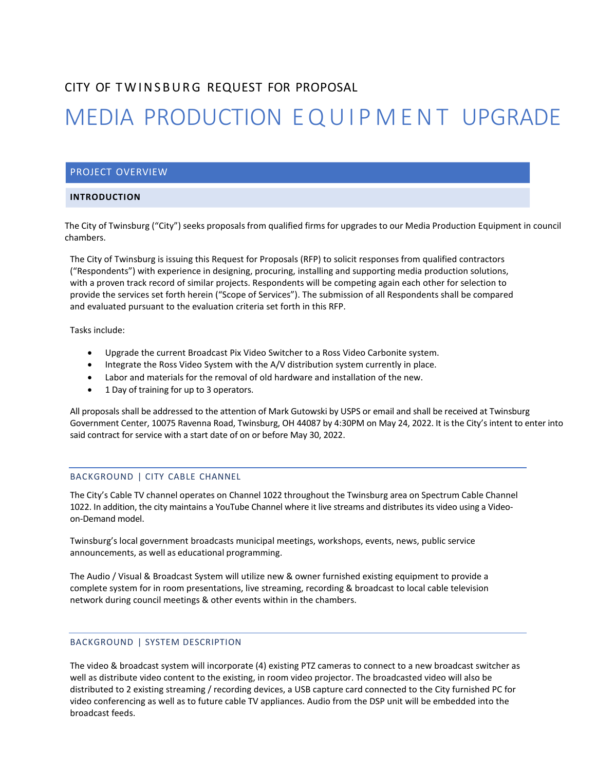CITY OF TWINSBURG REQUEST FOR PROPOSAL

# MEDIA PRODUCTION EQUIPMENT UPGRADE

## PROJECT OVERVIEW

### INTRODUCTION

The City of Twinsburg ("City") seeks proposals from qualified firms for upgrades to our Media Production Equipment in council chambers.

The City of Twinsburg is issuing this Request for Proposals (RFP) to solicit responses from qualified contractors ("Respondents") with experience in designing, procuring, installing and supporting media production solutions, with a proven track record of similar projects. Respondents will be competing again each other for selection to provide the services set forth herein ("Scope of Services"). The submission of all Respondents shall be compared and evaluated pursuant to the evaluation criteria set forth in this RFP.

Tasks include:

- Upgrade the current Broadcast Pix Video Switcher to a Ross Video Carbonite system.
- Integrate the Ross Video System with the A/V distribution system currently in place.
- Labor and materials for the removal of old hardware and installation of the new.
- 1 Day of training for up to 3 operators.

All proposals shall be addressed to the attention of Mark Gutowski by USPS or email and shall be received at Twinsburg Government Center, 10075 Ravenna Road, Twinsburg, OH 44087 by 4:30PM on May 24, 2022. It is the City's intent to enter into said contract for service with a start date of on or before May 30, 2022.

### BACKGROUND | CITY CABLE CHANNEL

The City's Cable TV channel operates on Channel 1022 throughout the Twinsburg area on Spectrum Cable Channel 1022. In addition, the city maintains a YouTube Channel where it live streams and distributes its video using a Video-on-Demand model.

Twinsburg's local government broadcasts municipal meetings, workshops, events, news, public service announcements, as well as educational programming.

The Audio / Visual & Broadcast System will utilize new & owner furnished existing equipment to provide a complete system for in room presentations, live streaming, recording & broadcast to local cable television network during council meetings & other events within in the chambers.

### BACKGROUND | SYSTEM DESCRIPTION

The video & broadcast system will incorporate (4) existing PTZ cameras to connect to a new broadcast switcher as well as distribute video content to the existing, in room video projector. The broadcasted video will also be distributed to 2 existing streaming / recording devices, a USB capture card connected to the City furnished PC for video conferencing as well as to future cable TV appliances. Audio from the DSP unit will be embedded into the broadcast feeds.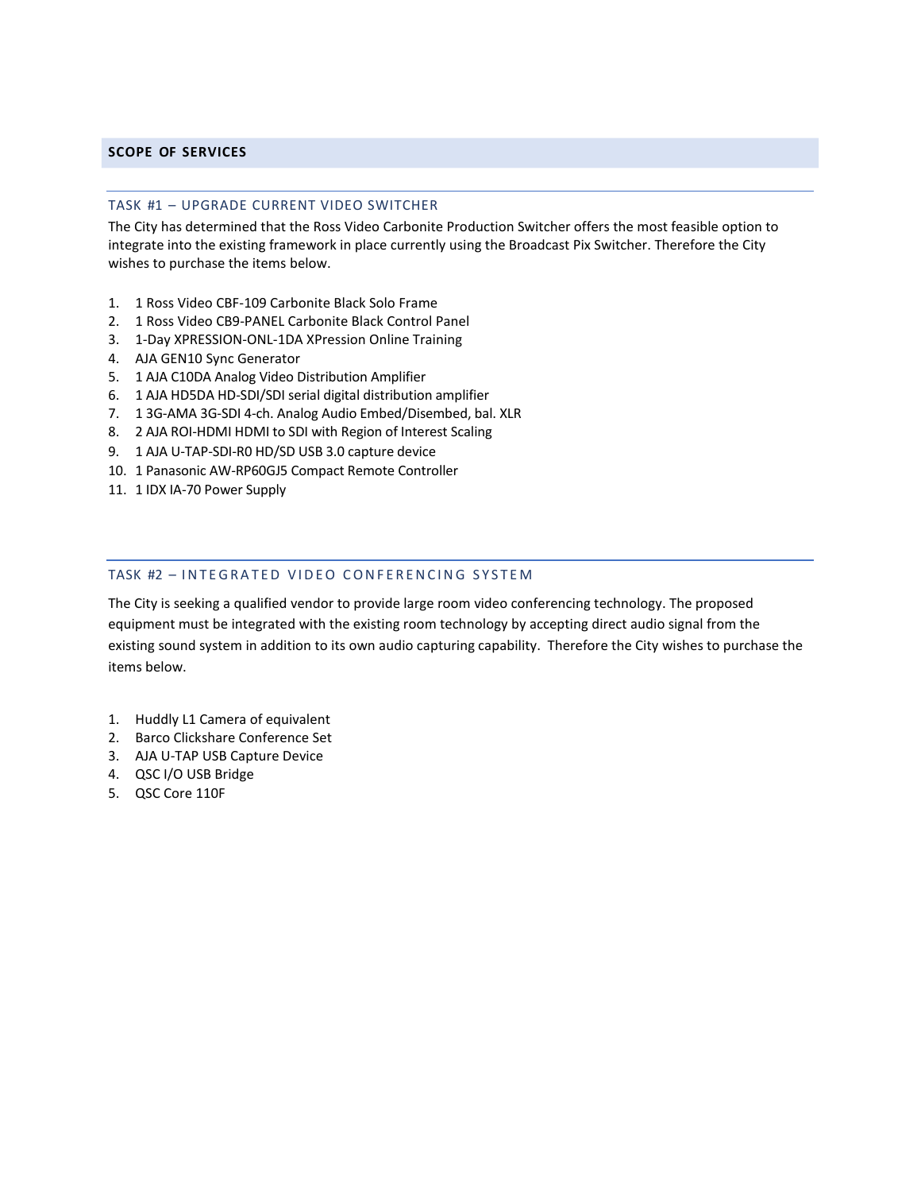## SCOPE OF SERVICES

### TASK #1 – UPGRADE CURRENT VIDEO SWITCHER

The City has determined that the Ross Video Carbonite Production Switcher offers the most feasible option to integrate into the existing framework in place currently using the Broadcast Pix Switcher. Therefore the City wishes to purchase the items below.

1. 1 Ross Video CBF-109 Carbonite Black Solo Frame
2. 1 Ross Video CB9-PANEL Carbonite Black Control Panel
3. 1-Day XPRESSION-ONL-1DA XPression Online Training
4. AJA GEN10 Sync Generator
5. 1 AJA C10DA Analog Video Distribution Amplifier
6. 1 AJA HD5DA HD-SDI/SDI serial digital distribution amplifier
7. 1 3G-AMA 3G-SDI 4-ch. Analog Audio Embed/Disembed, bal. XLR
8. 2 AJA ROI-HDMI HDMI to SDI with Region of Interest Scaling
9. 1 AJA U-TAP-SDI-R0 HD/SD USB 3.0 capture device
10. 1 Panasonic AW-RP60GJ5 Compact Remote Controller
11. 1 IDX IA-70 Power Supply

### TASK #2 – INTEGRATED VIDEO CONFERENCING SYSTEM

The City is seeking a qualified vendor to provide large room video conferencing technology. The proposed equipment must be integrated with the existing room technology by accepting direct audio signal from the existing sound system in addition to its own audio capturing capability. Therefore the City wishes to purchase the items below.

1. Huddly L1 Camera of equivalent
2. Barco Clickshare Conference Set
3. AJA U-TAP USB Capture Device
4. QSC I/O USB Bridge
5. QSC Core 110F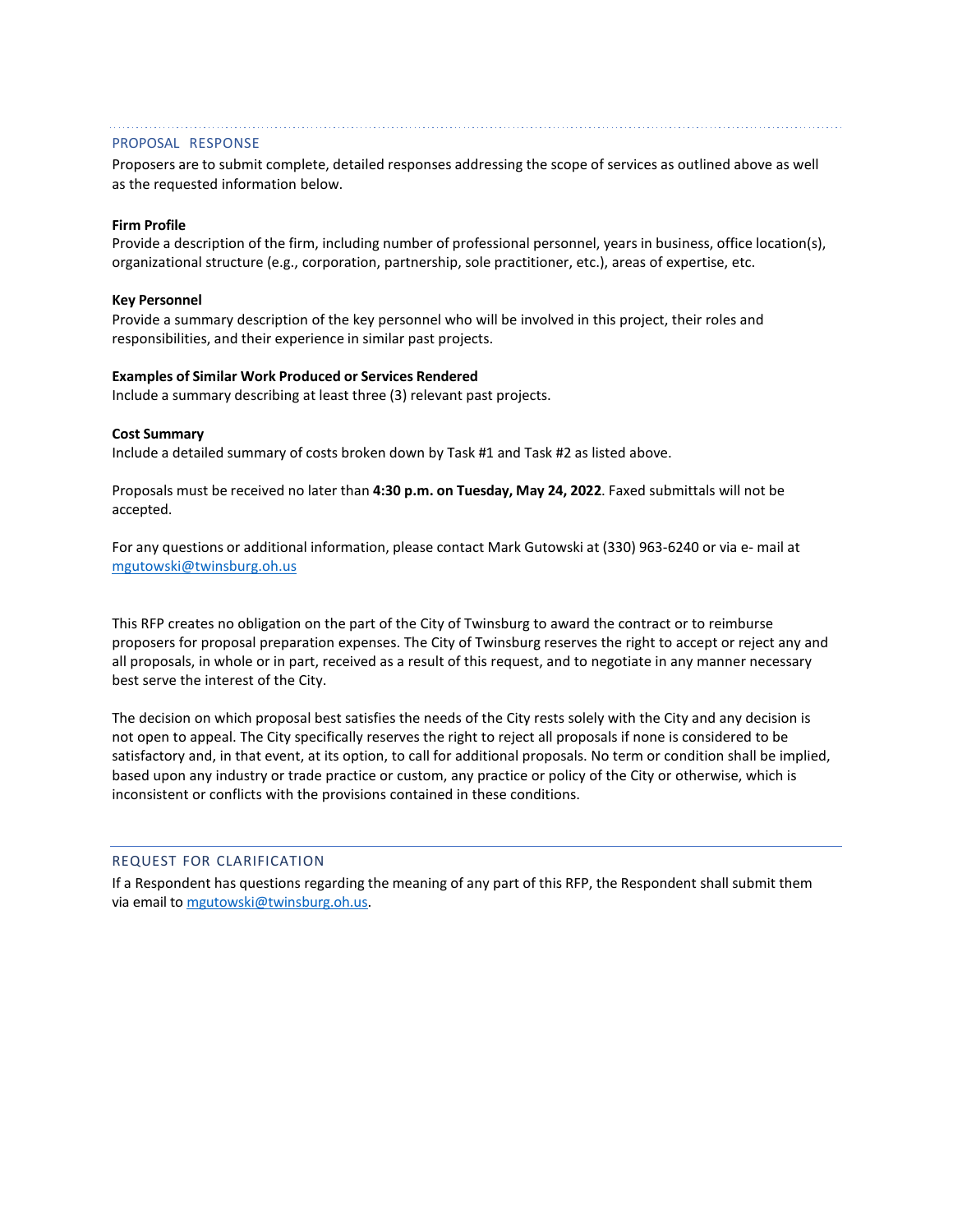## PROPOSAL RESPONSE

Proposers are to submit complete, detailed responses addressing the scope of services as outlined above as well as the requested information below.

**Firm Profile**
Provide a description of the firm, including number of professional personnel, years in business, office location(s), organizational structure (e.g., corporation, partnership, sole practitioner, etc.), areas of expertise, etc.

**Key Personnel**
Provide a summary description of the key personnel who will be involved in this project, their roles and responsibilities, and their experience in similar past projects.

**Examples of Similar Work Produced or Services Rendered**
Include a summary describing at least three (3) relevant past projects.

**Cost Summary**
Include a detailed summary of costs broken down by Task #1 and Task #2 as listed above.

Proposals must be received no later than **4:30 p.m. on Tuesday, May 24, 2022**. Faxed submittals will not be accepted.

For any questions or additional information, please contact Mark Gutowski at (330) 963-6240 or via e- mail at mgutowski@twinsburg.oh.us

This RFP creates no obligation on the part of the City of Twinsburg to award the contract or to reimburse proposers for proposal preparation expenses. The City of Twinsburg reserves the right to accept or reject any and all proposals, in whole or in part, received as a result of this request, and to negotiate in any manner necessary best serve the interest of the City.

The decision on which proposal best satisfies the needs of the City rests solely with the City and any decision is not open to appeal. The City specifically reserves the right to reject all proposals if none is considered to be satisfactory and, in that event, at its option, to call for additional proposals. No term or condition shall be implied, based upon any industry or trade practice or custom, any practice or policy of the City or otherwise, which is inconsistent or conflicts with the provisions contained in these conditions.

## REQUEST FOR CLARIFICATION

If a Respondent has questions regarding the meaning of any part of this RFP, the Respondent shall submit them via email to mgutowski@twinsburg.oh.us.